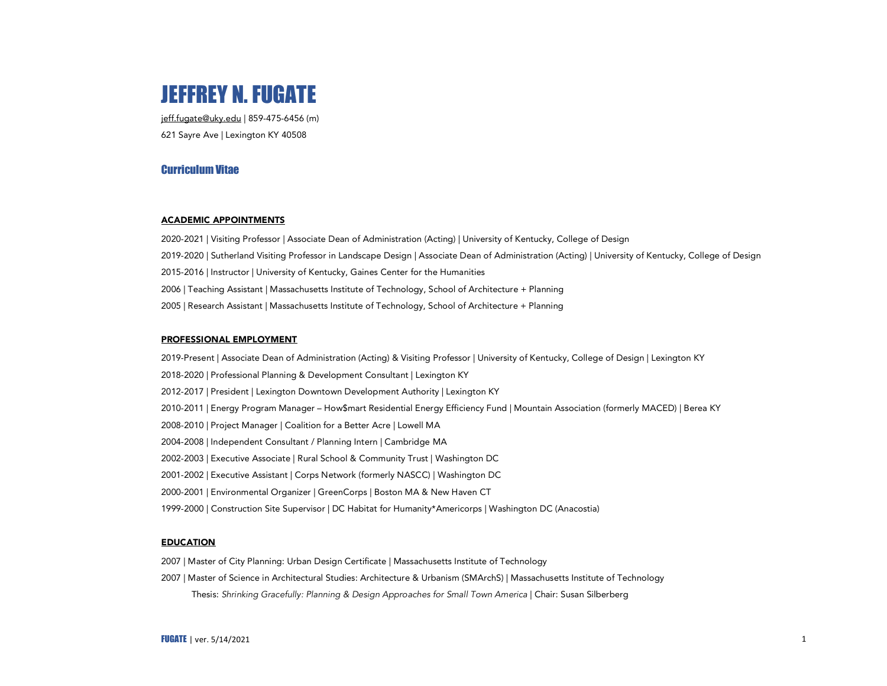# JEFFREY N. FUGATE

jeff.fugate@uky.edu | 859-475-6456 (m)

621 Sayre Ave | Lexington KY 40508

## Curriculum Vitae

### ACADEMIC APPOINTMENTS

2020-2021 | Visiting Professor | Associate Dean of Administration (Acting) | University of Kentucky, College of Design

2019-2020 | Sutherland Visiting Professor in Landscape Design | Associate Dean of Administration (Acting) | University of Kentucky, College of Design

2015-2016 | Instructor | University of Kentucky, Gaines Center for the Humanities

2006 | Teaching Assistant | Massachusetts Institute of Technology, School of Architecture + Planning

2005 | Research Assistant | Massachusetts Institute of Technology, School of Architecture + Planning

### PROFESSIONAL EMPLOYMENT

2019-Present | Associate Dean of Administration (Acting) & Visiting Professor | University of Kentucky, College of Design | Lexington KY

2018-2020 | Professional Planning & Development Consultant | Lexington KY

2012-2017 | President | Lexington Downtown Development Authority | Lexington KY

2010-2011 | Energy Program Manager – How$mart Residential Energy Efficiency Fund | Mountain Association (formerly MACED) | Berea KY

2008-2010 | Project Manager | Coalition for a Better Acre | Lowell MA

2004-2008 | Independent Consultant / Planning Intern | Cambridge MA

2002-2003 | Executive Associate | Rural School & Community Trust | Washington DC

2001-2002 | Executive Assistant | Corps Network (formerly NASCC) | Washington DC

2000-2001 | Environmental Organizer | GreenCorps | Boston MA & New Haven CT

1999-2000 | Construction Site Supervisor | DC Habitat for Humanity*Americorps | Washington DC (Anacostia)

### EDUCATION

2007 | Master of City Planning: Urban Design Certificate | Massachusetts Institute of Technology

2007 | Master of Science in Architectural Studies: Architecture & Urbanism (SMArchS) | Massachusetts Institute of Technology

Thesis: *Shrinking Gracefully: Planning & Design Approaches for Small Town America* | Chair: Susan Silberberg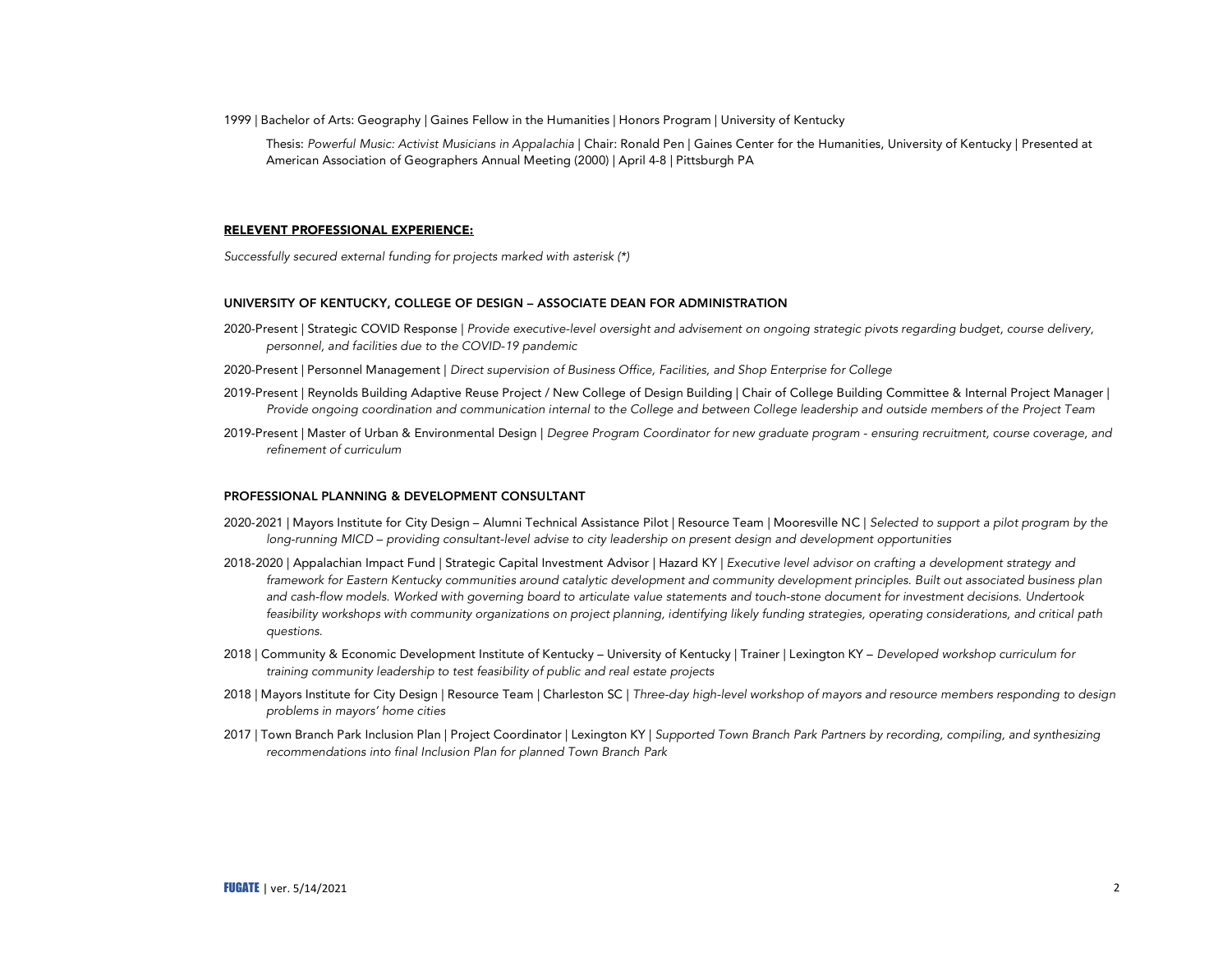1999 | Bachelor of Arts: Geography | Gaines Fellow in the Humanities | Honors Program | University of Kentucky

Thesis: *Powerful Music: Activist Musicians in Appalachia* | Chair: Ronald Pen | Gaines Center for the Humanities, University of Kentucky | Presented at American Association of Geographers Annual Meeting (2000) | April 4-8 | Pittsburgh PA

**RELEVENT PROFESSIONAL EXPERIENCE:**

*Successfully secured external funding for projects marked with asterisk (*)*

### UNIVERSITY OF KENTUCKY, COLLEGE OF DESIGN – ASSOCIATE DEAN FOR ADMINISTRATION

2020-Present | Strategic COVID Response | *Provide executive-level oversight and advisement on ongoing strategic pivots regarding budget, course delivery, personnel, and facilities due to the COVID-19 pandemic*

2020-Present | Personnel Management | *Direct supervision of Business Office, Facilities, and Shop Enterprise for College*

2019-Present | Reynolds Building Adaptive Reuse Project / New College of Design Building | Chair of College Building Committee & Internal Project Manager | *Provide ongoing coordination and communication internal to the College and between College leadership and outside members of the Project Team*

2019-Present | Master of Urban & Environmental Design | *Degree Program Coordinator for new graduate program - ensuring recruitment, course coverage, and refinement of curriculum*

### PROFESSIONAL PLANNING & DEVELOPMENT CONSULTANT

2020-2021 | Mayors Institute for City Design – Alumni Technical Assistance Pilot | Resource Team | Mooresville NC | *Selected to support a pilot program by the long-running MICD – providing consultant-level advise to city leadership on present design and development opportunities*

2018-2020 | Appalachian Impact Fund | Strategic Capital Investment Advisor | Hazard KY | *Executive level advisor on crafting a development strategy and framework for Eastern Kentucky communities around catalytic development and community development principles. Built out associated business plan and cash-flow models. Worked with governing board to articulate value statements and touch-stone document for investment decisions. Undertook feasibility workshops with community organizations on project planning, identifying likely funding strategies, operating considerations, and critical path questions.*

2018 | Community & Economic Development Institute of Kentucky – University of Kentucky | Trainer | Lexington KY – *Developed workshop curriculum for training community leadership to test feasibility of public and real estate projects*

2018 | Mayors Institute for City Design | Resource Team | Charleston SC | *Three-day high-level workshop of mayors and resource members responding to design problems in mayors' home cities*

2017 | Town Branch Park Inclusion Plan | Project Coordinator | Lexington KY | *Supported Town Branch Park Partners by recording, compiling, and synthesizing recommendations into final Inclusion Plan for planned Town Branch Park*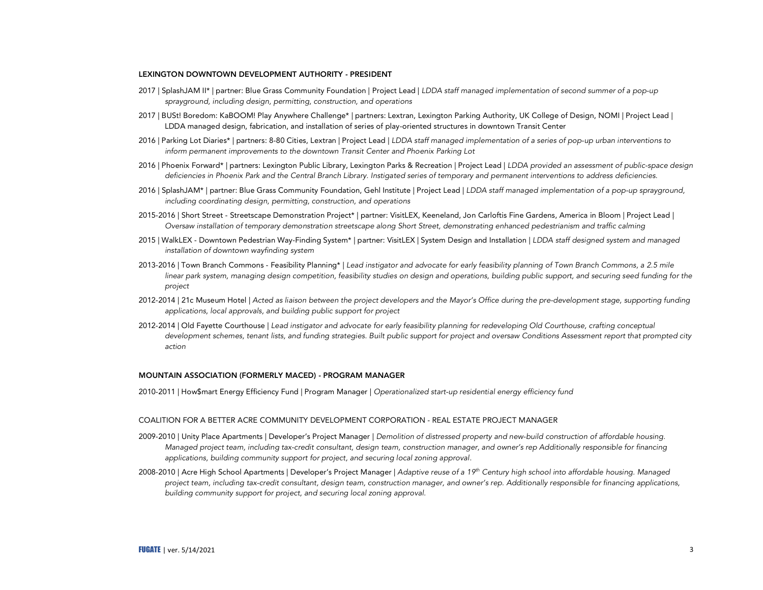#### LEXINGTON DOWNTOWN DEVELOPMENT AUTHORITY - PRESIDENT

2017 | SplashJAM II* | partner: Blue Grass Community Foundation | Project Lead | *LDDA staff managed implementation of second summer of a pop-up sprayground, including design, permitting, construction, and operations*

2017 | BUSt! Boredom: KaBOOM! Play Anywhere Challenge* | partners: Lextran, Lexington Parking Authority, UK College of Design, NOMI | Project Lead | LDDA managed design, fabrication, and installation of series of play-oriented structures in downtown Transit Center

2016 | Parking Lot Diaries* | partners: 8-80 Cities, Lextran | Project Lead | *LDDA staff managed implementation of a series of pop-up urban interventions to inform permanent improvements to the downtown Transit Center and Phoenix Parking Lot*

2016 | Phoenix Forward* | partners: Lexington Public Library, Lexington Parks & Recreation | Project Lead | *LDDA provided an assessment of public-space design deficiencies in Phoenix Park and the Central Branch Library. Instigated series of temporary and permanent interventions to address deficiencies.*

2016 | SplashJAM* | partner: Blue Grass Community Foundation, Gehl Institute | Project Lead | *LDDA staff managed implementation of a pop-up sprayground, including coordinating design, permitting, construction, and operations*

2015-2016 | Short Street - Streetscape Demonstration Project* | partner: VisitLEX, Keeneland, Jon Carloftis Fine Gardens, America in Bloom | Project Lead | *Oversaw installation of temporary demonstration streetscape along Short Street, demonstrating enhanced pedestrianism and traffic calming*

2015 | WalkLEX - Downtown Pedestrian Way-Finding System* | partner: VisitLEX | System Design and Installation | *LDDA staff designed system and managed installation of downtown wayfinding system*

2013-2016 | Town Branch Commons - Feasibility Planning* | *Lead instigator and advocate for early feasibility planning of Town Branch Commons, a 2.5 mile linear park system, managing design competition, feasibility studies on design and operations, building public support, and securing seed funding for the project*

2012-2014 | 21c Museum Hotel | *Acted as liaison between the project developers and the Mayor's Office during the pre-development stage, supporting funding applications, local approvals, and building public support for project*

2012-2014 | Old Fayette Courthouse | *Lead instigator and advocate for early feasibility planning for redeveloping Old Courthouse, crafting conceptual development schemes, tenant lists, and funding strategies. Built public support for project and oversaw Conditions Assessment report that prompted city action*

#### MOUNTAIN ASSOCIATION (FORMERLY MACED) - PROGRAM MANAGER

2010-2011 | How$mart Energy Efficiency Fund | Program Manager | *Operationalized start-up residential energy efficiency fund*

#### COALITION FOR A BETTER ACRE COMMUNITY DEVELOPMENT CORPORATION - REAL ESTATE PROJECT MANAGER

2009-2010 | Unity Place Apartments | Developer's Project Manager | *Demolition of distressed property and new-build construction of affordable housing. Managed project team, including tax-credit consultant, design team, construction manager, and owner's rep Additionally responsible for financing applications, building community support for project, and securing local zoning approval.*

2008-2010 | Acre High School Apartments | Developer's Project Manager | *Adaptive reuse of a 19th Century high school into affordable housing. Managed project team, including tax-credit consultant, design team, construction manager, and owner's rep. Additionally responsible for financing applications, building community support for project, and securing local zoning approval.*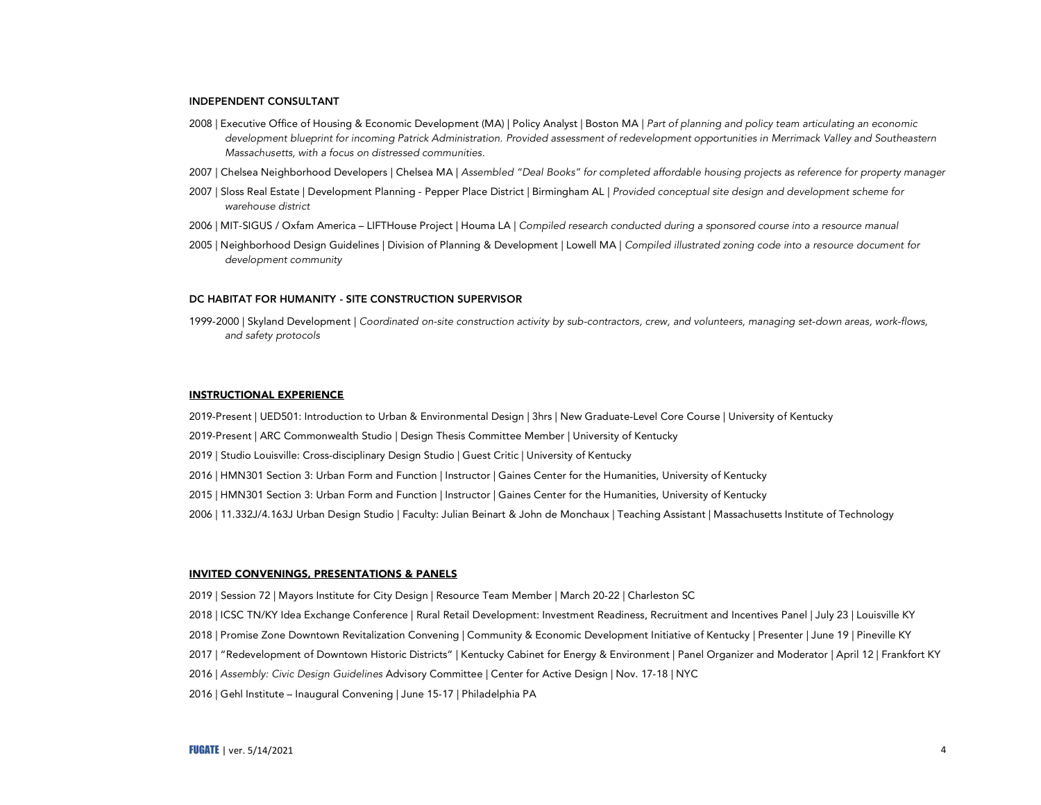#### INDEPENDENT CONSULTANT

2008 | Executive Office of Housing & Economic Development (MA) | Policy Analyst | Boston MA | *Part of planning and policy team articulating an economic development blueprint for incoming Patrick Administration. Provided assessment of redevelopment opportunities in Merrimack Valley and Southeastern Massachusetts, with a focus on distressed communities.*

2007 | Chelsea Neighborhood Developers | Chelsea MA | *Assembled "Deal Books" for completed affordable housing projects as reference for property manager*

2007 | Sloss Real Estate | Development Planning - Pepper Place District | Birmingham AL | *Provided conceptual site design and development scheme for warehouse district*

2006 | MIT-SIGUS / Oxfam America – LIFTHouse Project | Houma LA | *Compiled research conducted during a sponsored course into a resource manual*

2005 | Neighborhood Design Guidelines | Division of Planning & Development | Lowell MA | *Compiled illustrated zoning code into a resource document for development community*

#### DC HABITAT FOR HUMANITY - SITE CONSTRUCTION SUPERVISOR

1999-2000 | Skyland Development | *Coordinated on-site construction activity by sub-contractors, crew, and volunteers, managing set-down areas, work-flows, and safety protocols*

## INSTRUCTIONAL EXPERIENCE

2019-Present | UED501: Introduction to Urban & Environmental Design | 3hrs | New Graduate-Level Core Course | University of Kentucky

2019-Present | ARC Commonwealth Studio | Design Thesis Committee Member | University of Kentucky

2019 | Studio Louisville: Cross-disciplinary Design Studio | Guest Critic | University of Kentucky

2016 | HMN301 Section 3: Urban Form and Function | Instructor | Gaines Center for the Humanities, University of Kentucky

2015 | HMN301 Section 3: Urban Form and Function | Instructor | Gaines Center for the Humanities, University of Kentucky

2006 | 11.332J/4.163J Urban Design Studio | Faculty: Julian Beinart & John de Monchaux | Teaching Assistant | Massachusetts Institute of Technology

## INVITED CONVENINGS, PRESENTATIONS & PANELS

2019 | Session 72 | Mayors Institute for City Design | Resource Team Member | March 20-22 | Charleston SC

2018 | ICSC TN/KY Idea Exchange Conference | Rural Retail Development: Investment Readiness, Recruitment and Incentives Panel | July 23 | Louisville KY

2018 | Promise Zone Downtown Revitalization Convening | Community & Economic Development Initiative of Kentucky | Presenter | June 19 | Pineville KY

2017 | "Redevelopment of Downtown Historic Districts" | Kentucky Cabinet for Energy & Environment | Panel Organizer and Moderator | April 12 | Frankfort KY

2016 | *Assembly: Civic Design Guidelines* Advisory Committee | Center for Active Design | Nov. 17-18 | NYC

2016 | Gehl Institute – Inaugural Convening | June 15-17 | Philadelphia PA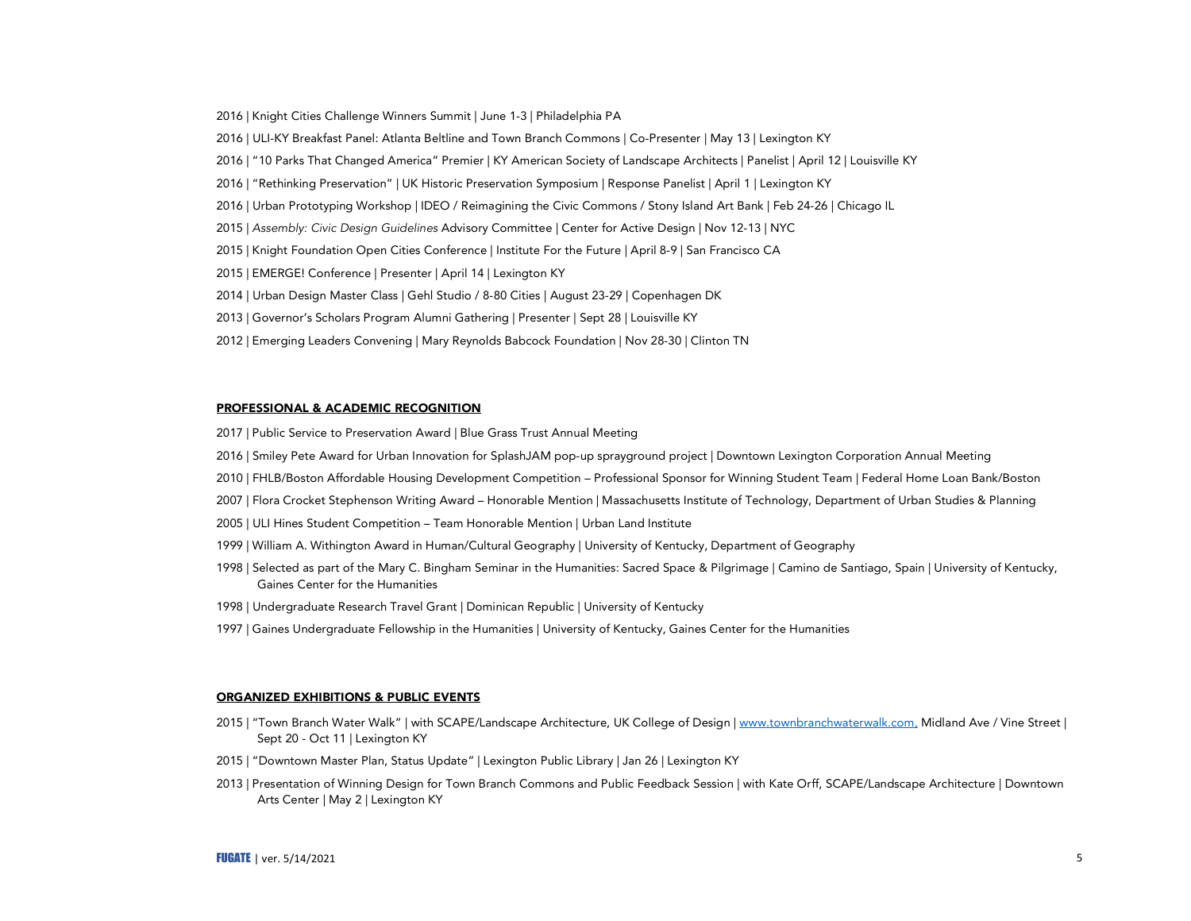2016 | Knight Cities Challenge Winners Summit | June 1-3 | Philadelphia PA

2016 | ULI-KY Breakfast Panel: Atlanta Beltline and Town Branch Commons | Co-Presenter | May 13 | Lexington KY

2016 | "10 Parks That Changed America" Premier | KY American Society of Landscape Architects | Panelist | April 12 | Louisville KY

2016 | "Rethinking Preservation" | UK Historic Preservation Symposium | Response Panelist | April 1 | Lexington KY

2016 | Urban Prototyping Workshop | IDEO / Reimagining the Civic Commons / Stony Island Art Bank | Feb 24-26 | Chicago IL

2015 | *Assembly: Civic Design Guidelines* Advisory Committee | Center for Active Design | Nov 12-13 | NYC

2015 | Knight Foundation Open Cities Conference | Institute For the Future | April 8-9 | San Francisco CA

2015 | EMERGE! Conference | Presenter | April 14 | Lexington KY

2014 | Urban Design Master Class | Gehl Studio / 8-80 Cities | August 23-29 | Copenhagen DK

2013 | Governor's Scholars Program Alumni Gathering | Presenter | Sept 28 | Louisville KY

2012 | Emerging Leaders Convening | Mary Reynolds Babcock Foundation | Nov 28-30 | Clinton TN

## PROFESSIONAL & ACADEMIC RECOGNITION

2017 | Public Service to Preservation Award | Blue Grass Trust Annual Meeting

2016 | Smiley Pete Award for Urban Innovation for SplashJAM pop-up sprayground project | Downtown Lexington Corporation Annual Meeting

2010 | FHLB/Boston Affordable Housing Development Competition – Professional Sponsor for Winning Student Team | Federal Home Loan Bank/Boston

2007 | Flora Crocket Stephenson Writing Award – Honorable Mention | Massachusetts Institute of Technology, Department of Urban Studies & Planning

2005 | ULI Hines Student Competition – Team Honorable Mention | Urban Land Institute

1999 | William A. Withington Award in Human/Cultural Geography | University of Kentucky, Department of Geography

1998 | Selected as part of the Mary C. Bingham Seminar in the Humanities: Sacred Space & Pilgrimage | Camino de Santiago, Spain | University of Kentucky, Gaines Center for the Humanities

1998 | Undergraduate Research Travel Grant | Dominican Republic | University of Kentucky

1997 | Gaines Undergraduate Fellowship in the Humanities | University of Kentucky, Gaines Center for the Humanities

## ORGANIZED EXHIBITIONS & PUBLIC EVENTS

2015 | "Town Branch Water Walk" | with SCAPE/Landscape Architecture, UK College of Design | www.townbranchwaterwalk.com, Midland Ave / Vine Street | Sept 20 - Oct 11 | Lexington KY

2015 | "Downtown Master Plan, Status Update" | Lexington Public Library | Jan 26 | Lexington KY

2013 | Presentation of Winning Design for Town Branch Commons and Public Feedback Session | with Kate Orff, SCAPE/Landscape Architecture | Downtown Arts Center | May 2 | Lexington KY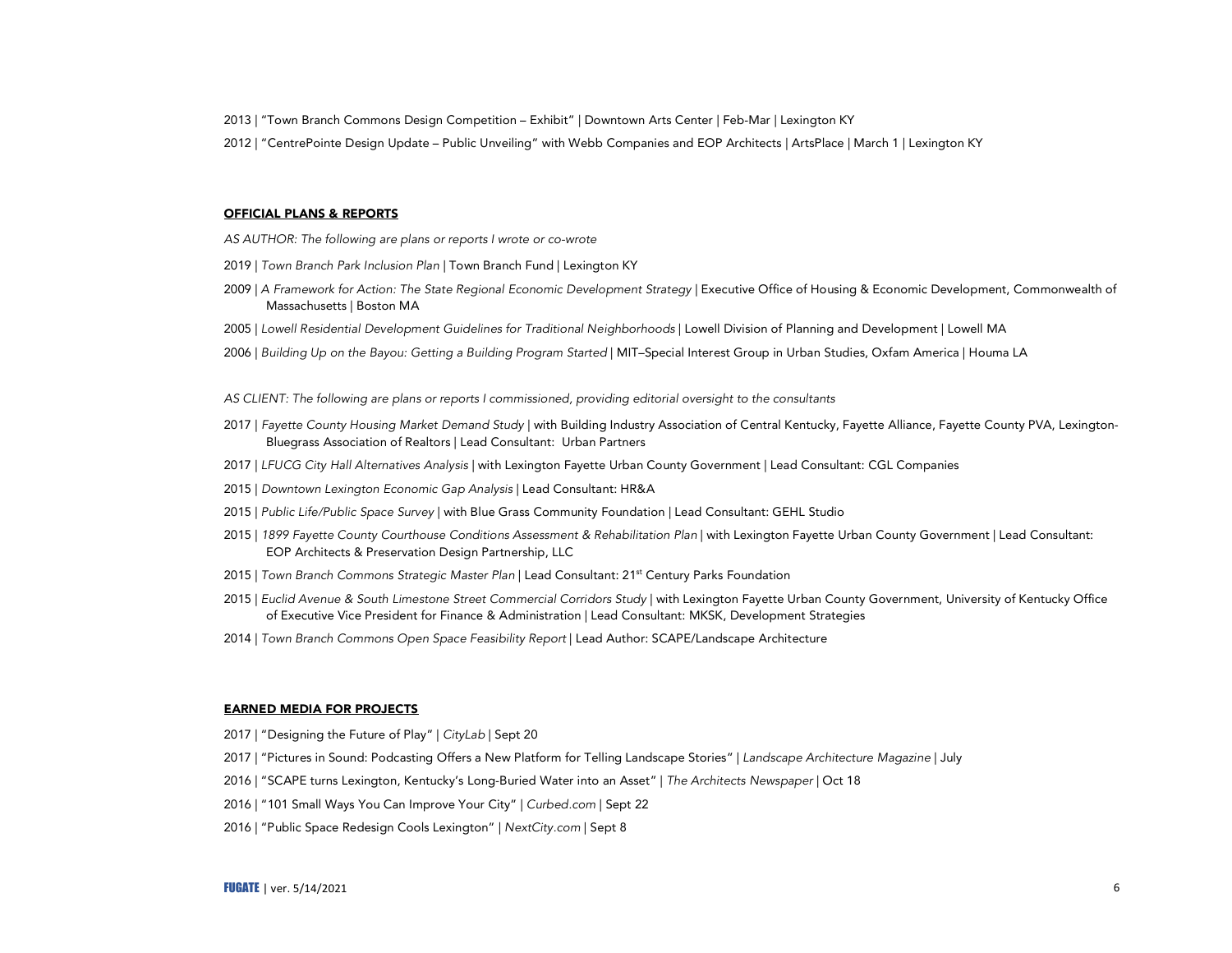2013 | "Town Branch Commons Design Competition – Exhibit" | Downtown Arts Center | Feb-Mar | Lexington KY

2012 | "CentrePointe Design Update – Public Unveiling" with Webb Companies and EOP Architects | ArtsPlace | March 1 | Lexington KY

**OFFICIAL PLANS & REPORTS**

*AS AUTHOR: The following are plans or reports I wrote or co-wrote*

2019 | *Town Branch Park Inclusion Plan* | Town Branch Fund | Lexington KY

2009 | *A Framework for Action: The State Regional Economic Development Strategy* | Executive Office of Housing & Economic Development, Commonwealth of Massachusetts | Boston MA

2005 | *Lowell Residential Development Guidelines for Traditional Neighborhoods* | Lowell Division of Planning and Development | Lowell MA

2006 | *Building Up on the Bayou: Getting a Building Program Started* | MIT–Special Interest Group in Urban Studies, Oxfam America | Houma LA

*AS CLIENT: The following are plans or reports I commissioned, providing editorial oversight to the consultants*

2017 | *Fayette County Housing Market Demand Study* | with Building Industry Association of Central Kentucky, Fayette Alliance, Fayette County PVA, Lexington-Bluegrass Association of Realtors | Lead Consultant: Urban Partners

2017 | *LFUCG City Hall Alternatives Analysis* | with Lexington Fayette Urban County Government | Lead Consultant: CGL Companies

2015 | *Downtown Lexington Economic Gap Analysis* | Lead Consultant: HR&A

2015 | *Public Life/Public Space Survey* | with Blue Grass Community Foundation | Lead Consultant: GEHL Studio

2015 | *1899 Fayette County Courthouse Conditions Assessment & Rehabilitation Plan* | with Lexington Fayette Urban County Government | Lead Consultant: EOP Architects & Preservation Design Partnership, LLC

2015 | *Town Branch Commons Strategic Master Plan* | Lead Consultant: 21st Century Parks Foundation

2015 | *Euclid Avenue & South Limestone Street Commercial Corridors Study* | with Lexington Fayette Urban County Government, University of Kentucky Office of Executive Vice President for Finance & Administration | Lead Consultant: MKSK, Development Strategies

2014 | *Town Branch Commons Open Space Feasibility Report* | Lead Author: SCAPE/Landscape Architecture

**EARNED MEDIA FOR PROJECTS**

2017 | "Designing the Future of Play" | *CityLab* | Sept 20

2017 | "Pictures in Sound: Podcasting Offers a New Platform for Telling Landscape Stories" | *Landscape Architecture Magazine* | July

2016 | "SCAPE turns Lexington, Kentucky's Long-Buried Water into an Asset" | *The Architects Newspaper* | Oct 18

2016 | "101 Small Ways You Can Improve Your City" | *Curbed.com* | Sept 22

2016 | "Public Space Redesign Cools Lexington" | *NextCity.com* | Sept 8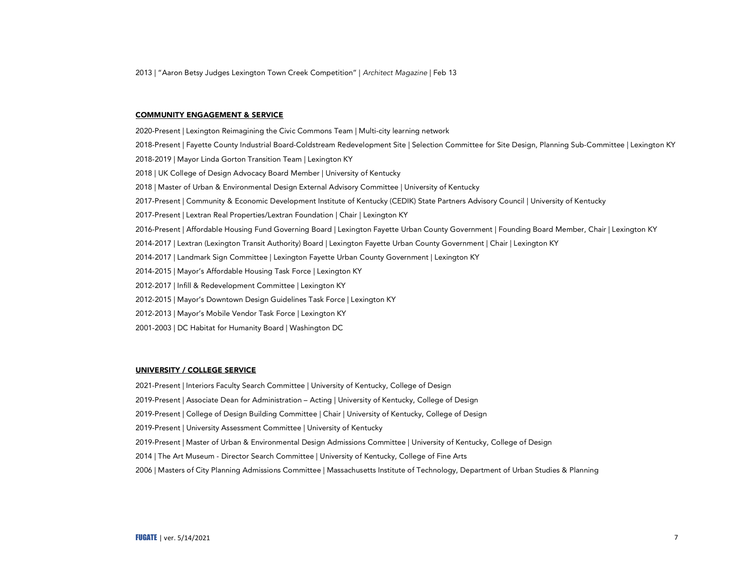2013 | "Aaron Betsy Judges Lexington Town Creek Competition" | *Architect Magazine* | Feb 13

## COMMUNITY ENGAGEMENT & SERVICE

2020-Present | Lexington Reimagining the Civic Commons Team | Multi-city learning network

2018-Present | Fayette County Industrial Board-Coldstream Redevelopment Site | Selection Committee for Site Design, Planning Sub-Committee | Lexington KY

2018-2019 | Mayor Linda Gorton Transition Team | Lexington KY

2018 | UK College of Design Advocacy Board Member | University of Kentucky

2018 | Master of Urban & Environmental Design External Advisory Committee | University of Kentucky

2017-Present | Community & Economic Development Institute of Kentucky (CEDIK) State Partners Advisory Council | University of Kentucky

2017-Present | Lextran Real Properties/Lextran Foundation | Chair | Lexington KY

2016-Present | Affordable Housing Fund Governing Board | Lexington Fayette Urban County Government | Founding Board Member, Chair | Lexington KY

2014-2017 | Lextran (Lexington Transit Authority) Board | Lexington Fayette Urban County Government | Chair | Lexington KY

2014-2017 | Landmark Sign Committee | Lexington Fayette Urban County Government | Lexington KY

2014-2015 | Mayor's Affordable Housing Task Force | Lexington KY

2012-2017 | Infill & Redevelopment Committee | Lexington KY

2012-2015 | Mayor's Downtown Design Guidelines Task Force | Lexington KY

2012-2013 | Mayor's Mobile Vendor Task Force | Lexington KY

2001-2003 | DC Habitat for Humanity Board | Washington DC

## UNIVERSITY / COLLEGE SERVICE

2021-Present | Interiors Faculty Search Committee | University of Kentucky, College of Design

2019-Present | Associate Dean for Administration – Acting | University of Kentucky, College of Design

2019-Present | College of Design Building Committee | Chair | University of Kentucky, College of Design

2019-Present | University Assessment Committee | University of Kentucky

2019-Present | Master of Urban & Environmental Design Admissions Committee | University of Kentucky, College of Design

2014 | The Art Museum - Director Search Committee | University of Kentucky, College of Fine Arts

2006 | Masters of City Planning Admissions Committee | Massachusetts Institute of Technology, Department of Urban Studies & Planning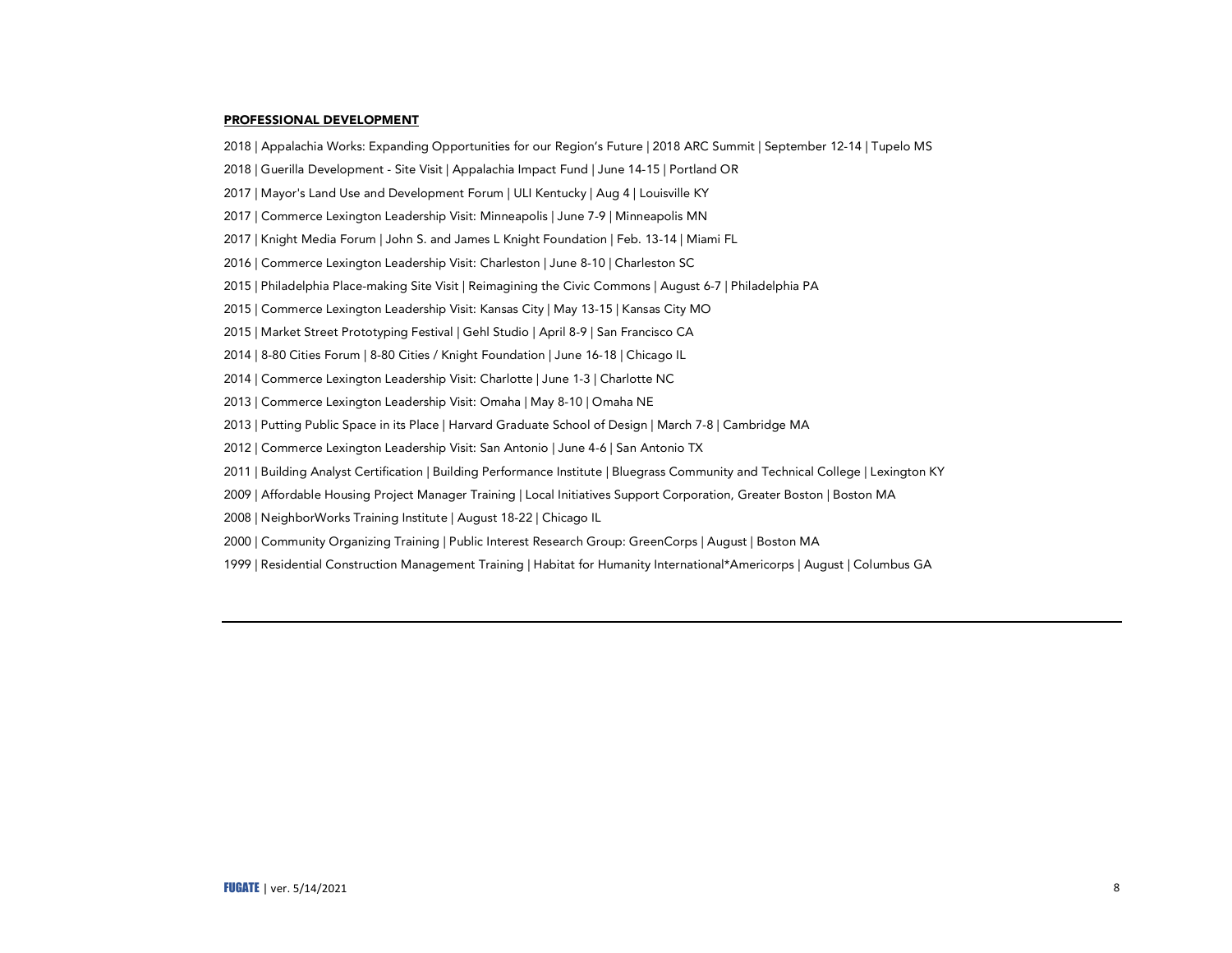**PROFESSIONAL DEVELOPMENT**

2018 | Appalachia Works: Expanding Opportunities for our Region's Future | 2018 ARC Summit | September 12-14 | Tupelo MS

2018 | Guerilla Development - Site Visit | Appalachia Impact Fund | June 14-15 | Portland OR

2017 | Mayor's Land Use and Development Forum | ULI Kentucky | Aug 4 | Louisville KY

2017 | Commerce Lexington Leadership Visit: Minneapolis | June 7-9 | Minneapolis MN

2017 | Knight Media Forum | John S. and James L Knight Foundation | Feb. 13-14 | Miami FL

2016 | Commerce Lexington Leadership Visit: Charleston | June 8-10 | Charleston SC

2015 | Philadelphia Place-making Site Visit | Reimagining the Civic Commons | August 6-7 | Philadelphia PA

2015 | Commerce Lexington Leadership Visit: Kansas City | May 13-15 | Kansas City MO

2015 | Market Street Prototyping Festival | Gehl Studio | April 8-9 | San Francisco CA

2014 | 8-80 Cities Forum | 8-80 Cities / Knight Foundation | June 16-18 | Chicago IL

2014 | Commerce Lexington Leadership Visit: Charlotte | June 1-3 | Charlotte NC

2013 | Commerce Lexington Leadership Visit: Omaha | May 8-10 | Omaha NE

2013 | Putting Public Space in its Place | Harvard Graduate School of Design | March 7-8 | Cambridge MA

2012 | Commerce Lexington Leadership Visit: San Antonio | June 4-6 | San Antonio TX

2011 | Building Analyst Certification | Building Performance Institute | Bluegrass Community and Technical College | Lexington KY

2009 | Affordable Housing Project Manager Training | Local Initiatives Support Corporation, Greater Boston | Boston MA

2008 | NeighborWorks Training Institute | August 18-22 | Chicago IL

2000 | Community Organizing Training | Public Interest Research Group: GreenCorps | August | Boston MA

1999 | Residential Construction Management Training | Habitat for Humanity International*Americorps | August | Columbus GA